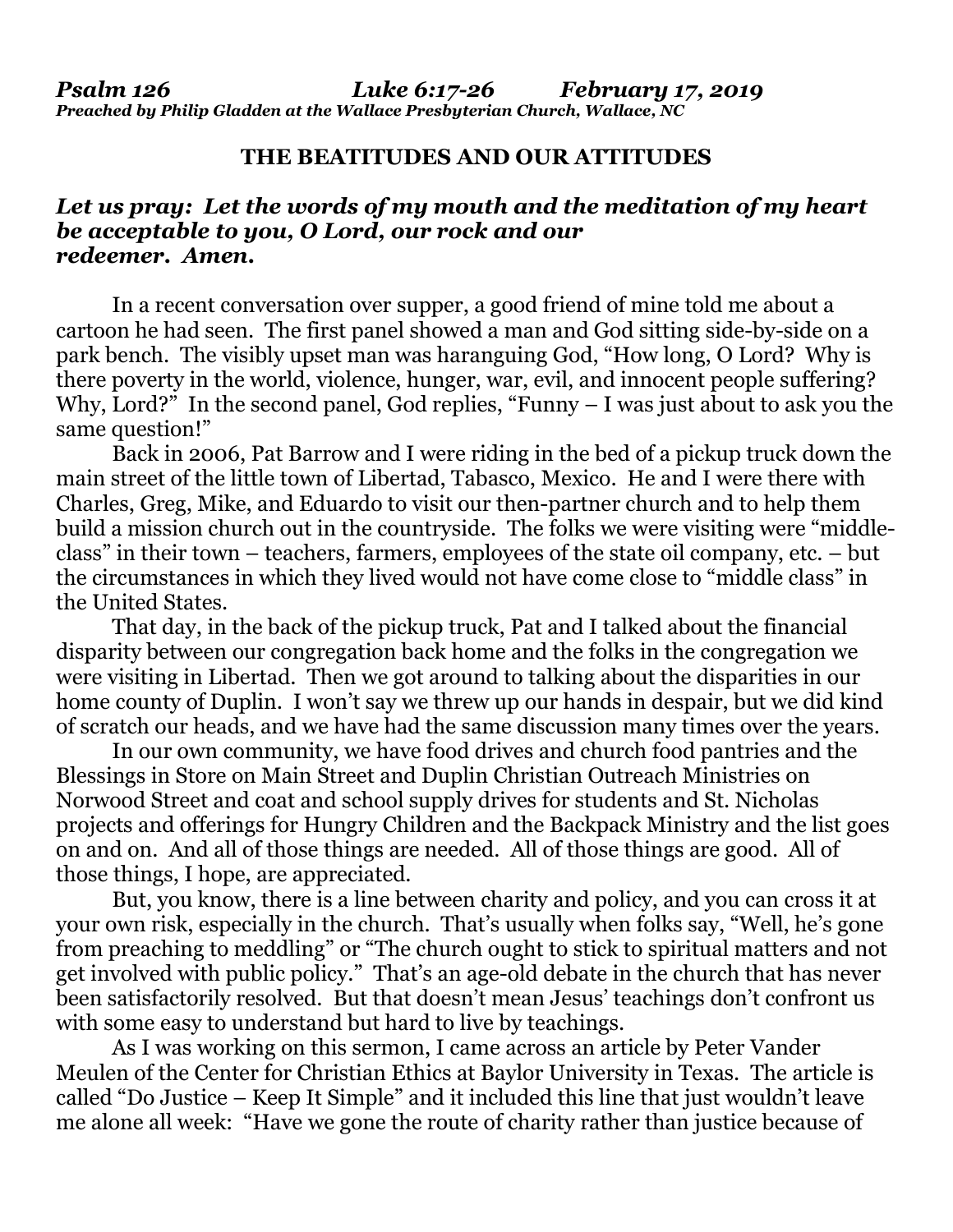***Psalm 126 Luke 6:17-26 February 17, 2019***
***Preached by Philip Gladden at the Wallace Presbyterian Church, Wallace, NC***

# THE BEATITUDES AND OUR ATTITUDES

***Let us pray: Let the words of my mouth and the meditation of my heart be acceptable to you, O Lord, our rock and our redeemer. Amen.***

In a recent conversation over supper, a good friend of mine told me about a cartoon he had seen. The first panel showed a man and God sitting side-by-side on a park bench. The visibly upset man was haranguing God, "How long, O Lord? Why is there poverty in the world, violence, hunger, war, evil, and innocent people suffering? Why, Lord?" In the second panel, God replies, "Funny – I was just about to ask you the same question!"

Back in 2006, Pat Barrow and I were riding in the bed of a pickup truck down the main street of the little town of Libertad, Tabasco, Mexico. He and I were there with Charles, Greg, Mike, and Eduardo to visit our then-partner church and to help them build a mission church out in the countryside. The folks we were visiting were "middle-class" in their town – teachers, farmers, employees of the state oil company, etc. – but the circumstances in which they lived would not have come close to "middle class" in the United States.

That day, in the back of the pickup truck, Pat and I talked about the financial disparity between our congregation back home and the folks in the congregation we were visiting in Libertad. Then we got around to talking about the disparities in our home county of Duplin. I won't say we threw up our hands in despair, but we did kind of scratch our heads, and we have had the same discussion many times over the years.

In our own community, we have food drives and church food pantries and the Blessings in Store on Main Street and Duplin Christian Outreach Ministries on Norwood Street and coat and school supply drives for students and St. Nicholas projects and offerings for Hungry Children and the Backpack Ministry and the list goes on and on. And all of those things are needed. All of those things are good. All of those things, I hope, are appreciated.

But, you know, there is a line between charity and policy, and you can cross it at your own risk, especially in the church. That's usually when folks say, "Well, he's gone from preaching to meddling" or "The church ought to stick to spiritual matters and not get involved with public policy." That's an age-old debate in the church that has never been satisfactorily resolved. But that doesn't mean Jesus' teachings don't confront us with some easy to understand but hard to live by teachings.

As I was working on this sermon, I came across an article by Peter Vander Meulen of the Center for Christian Ethics at Baylor University in Texas. The article is called "Do Justice – Keep It Simple" and it included this line that just wouldn't leave me alone all week: "Have we gone the route of charity rather than justice because of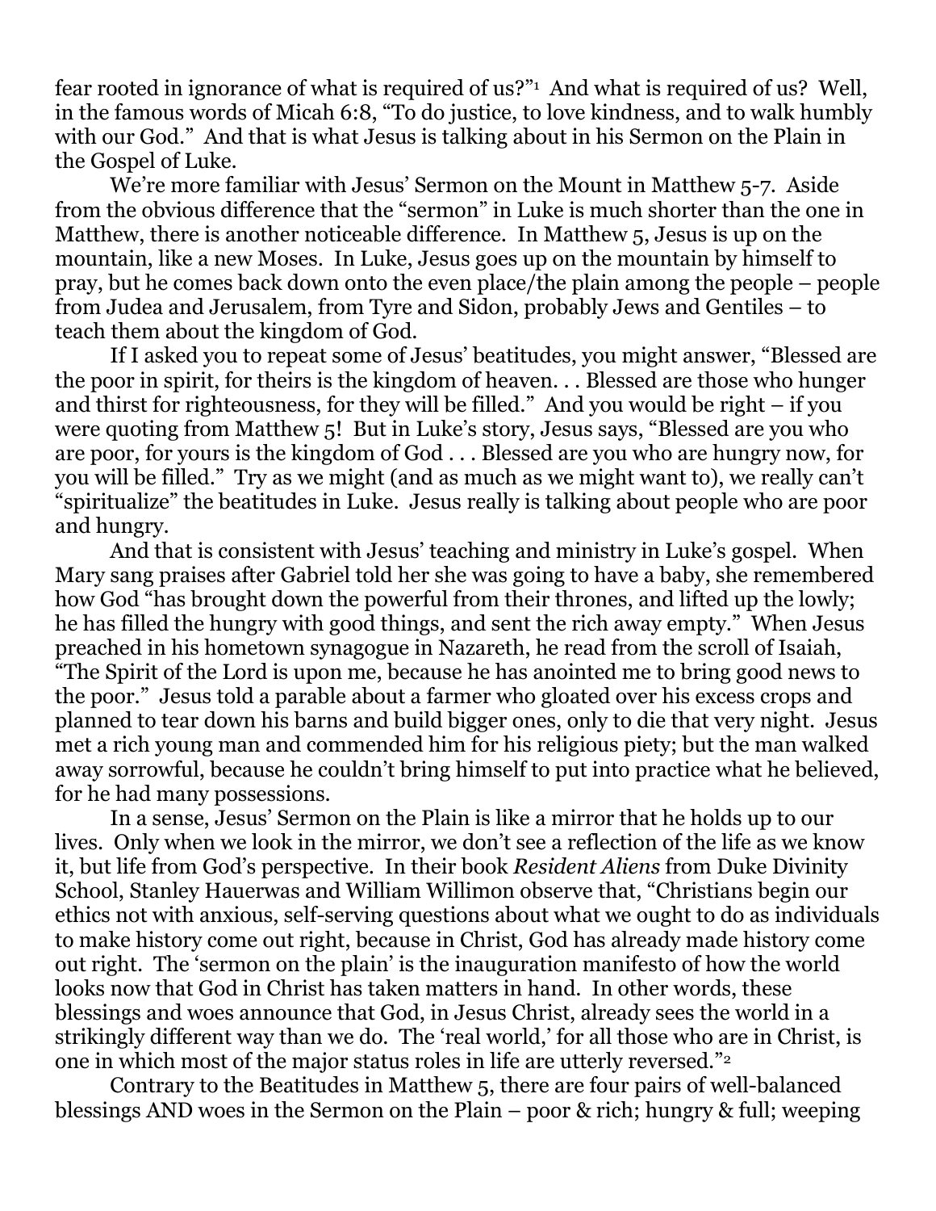fear rooted in ignorance of what is required of us?"[1] And what is required of us? Well, in the famous words of Micah 6:8, "To do justice, to love kindness, and to walk humbly with our God." And that is what Jesus is talking about in his Sermon on the Plain in the Gospel of Luke.

We're more familiar with Jesus' Sermon on the Mount in Matthew 5-7. Aside from the obvious difference that the "sermon" in Luke is much shorter than the one in Matthew, there is another noticeable difference. In Matthew 5, Jesus is up on the mountain, like a new Moses. In Luke, Jesus goes up on the mountain by himself to pray, but he comes back down onto the even place/the plain among the people – people from Judea and Jerusalem, from Tyre and Sidon, probably Jews and Gentiles – to teach them about the kingdom of God.

If I asked you to repeat some of Jesus' beatitudes, you might answer, "Blessed are the poor in spirit, for theirs is the kingdom of heaven. . . Blessed are those who hunger and thirst for righteousness, for they will be filled." And you would be right – if you were quoting from Matthew 5! But in Luke's story, Jesus says, "Blessed are you who are poor, for yours is the kingdom of God . . . Blessed are you who are hungry now, for you will be filled." Try as we might (and as much as we might want to), we really can't "spiritualize" the beatitudes in Luke. Jesus really is talking about people who are poor and hungry.

And that is consistent with Jesus' teaching and ministry in Luke's gospel. When Mary sang praises after Gabriel told her she was going to have a baby, she remembered how God "has brought down the powerful from their thrones, and lifted up the lowly; he has filled the hungry with good things, and sent the rich away empty." When Jesus preached in his hometown synagogue in Nazareth, he read from the scroll of Isaiah, "The Spirit of the Lord is upon me, because he has anointed me to bring good news to the poor." Jesus told a parable about a farmer who gloated over his excess crops and planned to tear down his barns and build bigger ones, only to die that very night. Jesus met a rich young man and commended him for his religious piety; but the man walked away sorrowful, because he couldn't bring himself to put into practice what he believed, for he had many possessions.

In a sense, Jesus' Sermon on the Plain is like a mirror that he holds up to our lives. Only when we look in the mirror, we don't see a reflection of the life as we know it, but life from God's perspective. In their book *Resident Aliens* from Duke Divinity School, Stanley Hauerwas and William Willimon observe that, "Christians begin our ethics not with anxious, self-serving questions about what we ought to do as individuals to make history come out right, because in Christ, God has already made history come out right. The 'sermon on the plain' is the inauguration manifesto of how the world looks now that God in Christ has taken matters in hand. In other words, these blessings and woes announce that God, in Jesus Christ, already sees the world in a strikingly different way than we do. The 'real world,' for all those who are in Christ, is one in which most of the major status roles in life are utterly reversed."[2]

Contrary to the Beatitudes in Matthew 5, there are four pairs of well-balanced blessings AND woes in the Sermon on the Plain – poor & rich; hungry & full; weeping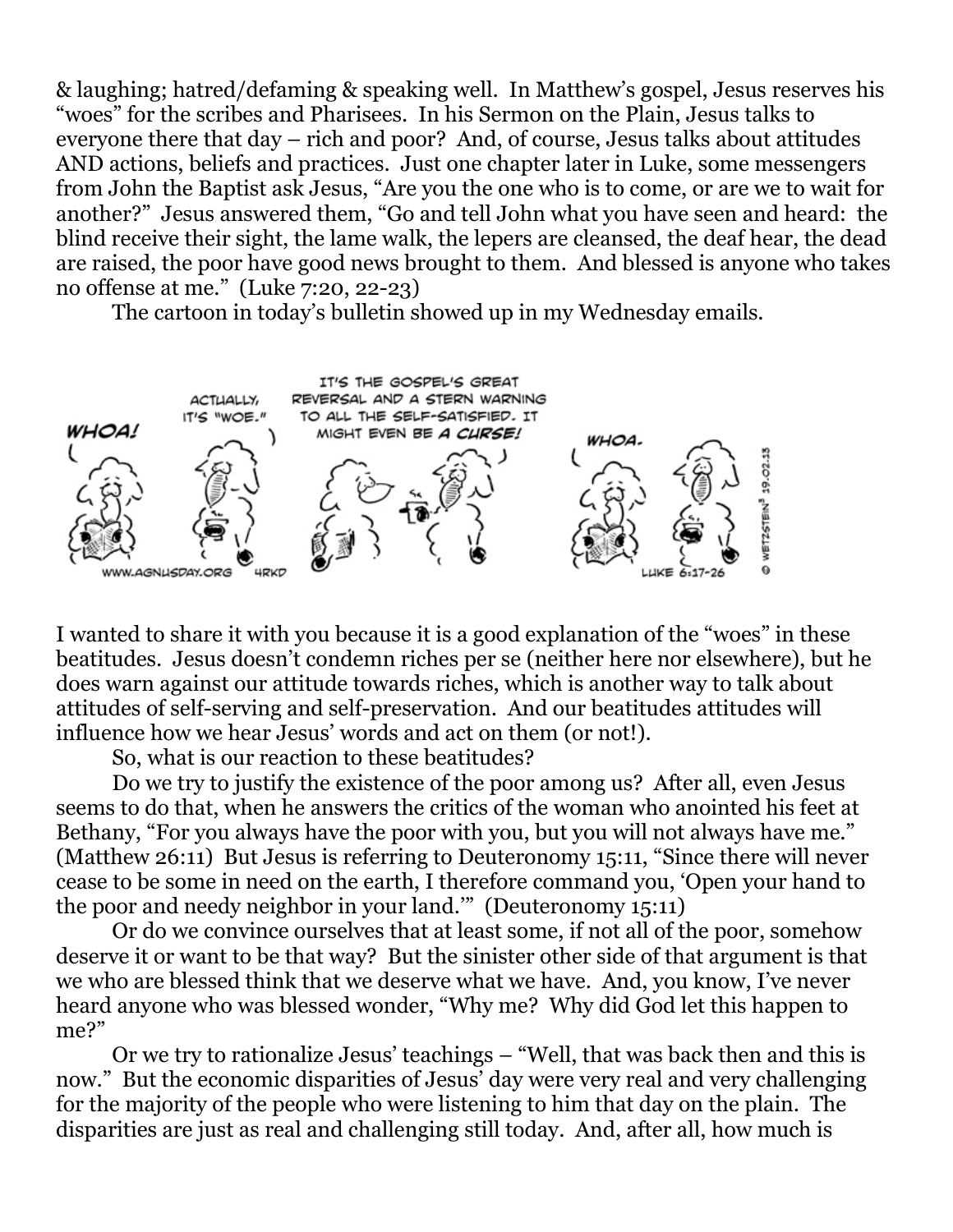& laughing; hatred/defaming & speaking well. In Matthew's gospel, Jesus reserves his "woes" for the scribes and Pharisees. In his Sermon on the Plain, Jesus talks to everyone there that day – rich and poor? And, of course, Jesus talks about attitudes AND actions, beliefs and practices. Just one chapter later in Luke, some messengers from John the Baptist ask Jesus, "Are you the one who is to come, or are we to wait for another?" Jesus answered them, "Go and tell John what you have seen and heard: the blind receive their sight, the lame walk, the lepers are cleansed, the deaf hear, the dead are raised, the poor have good news brought to them. And blessed is anyone who takes no offense at me." (Luke 7:20, 22-23)

The cartoon in today's bulletin showed up in my Wednesday emails.

I wanted to share it with you because it is a good explanation of the "woes" in these beatitudes. Jesus doesn't condemn riches per se (neither here nor elsewhere), but he does warn against our attitude towards riches, which is another way to talk about attitudes of self-serving and self-preservation. And our beatitudes attitudes will influence how we hear Jesus' words and act on them (or not!).

So, what is our reaction to these beatitudes?

Do we try to justify the existence of the poor among us? After all, even Jesus seems to do that, when he answers the critics of the woman who anointed his feet at Bethany, "For you always have the poor with you, but you will not always have me." (Matthew 26:11) But Jesus is referring to Deuteronomy 15:11, "Since there will never cease to be some in need on the earth, I therefore command you, 'Open your hand to the poor and needy neighbor in your land.'" (Deuteronomy 15:11)

Or do we convince ourselves that at least some, if not all of the poor, somehow deserve it or want to be that way? But the sinister other side of that argument is that we who are blessed think that we deserve what we have. And, you know, I've never heard anyone who was blessed wonder, "Why me? Why did God let this happen to me?"

Or we try to rationalize Jesus' teachings – "Well, that was back then and this is now." But the economic disparities of Jesus' day were very real and very challenging for the majority of the people who were listening to him that day on the plain. The disparities are just as real and challenging still today. And, after all, how much is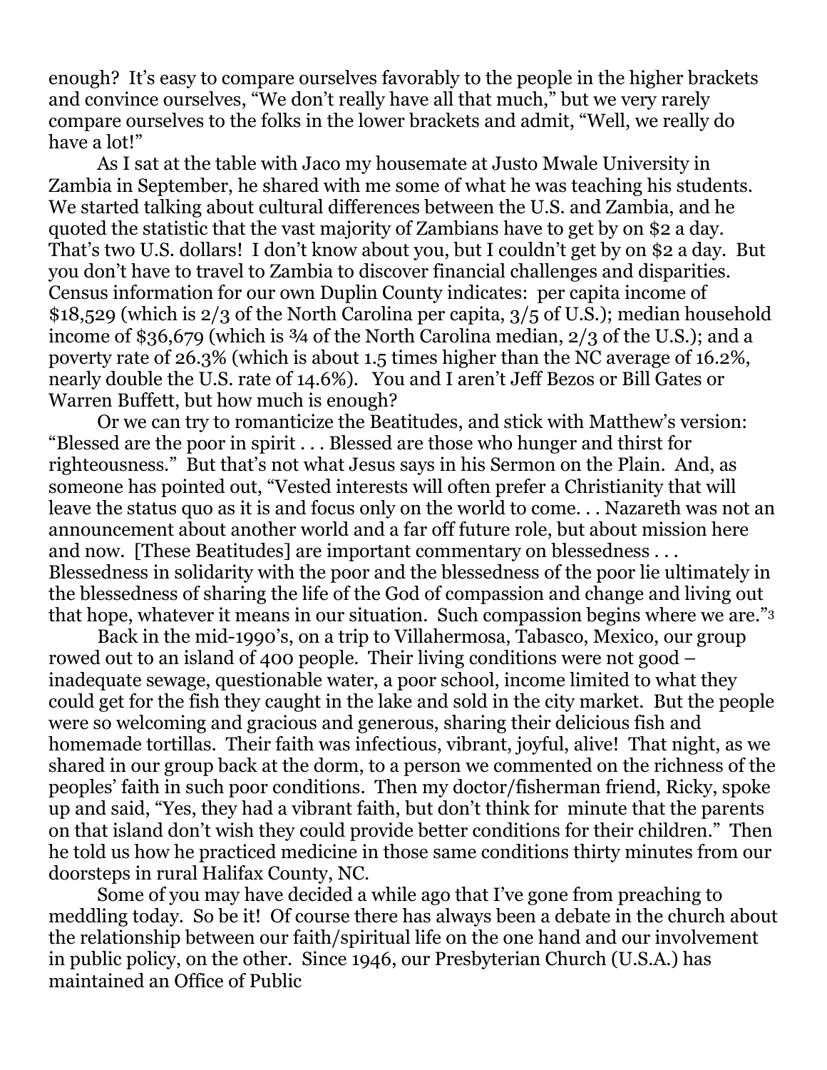enough? It's easy to compare ourselves favorably to the people in the higher brackets and convince ourselves, "We don't really have all that much," but we very rarely compare ourselves to the folks in the lower brackets and admit, "Well, we really do have a lot!"

As I sat at the table with Jaco my housemate at Justo Mwale University in Zambia in September, he shared with me some of what he was teaching his students. We started talking about cultural differences between the U.S. and Zambia, and he quoted the statistic that the vast majority of Zambians have to get by on $2 a day. That's two U.S. dollars! I don't know about you, but I couldn't get by on $2 a day. But you don't have to travel to Zambia to discover financial challenges and disparities. Census information for our own Duplin County indicates: per capita income of $18,529 (which is 2/3 of the North Carolina per capita, 3/5 of U.S.); median household income of $36,679 (which is ¾ of the North Carolina median, 2/3 of the U.S.); and a poverty rate of 26.3% (which is about 1.5 times higher than the NC average of 16.2%, nearly double the U.S. rate of 14.6%). You and I aren't Jeff Bezos or Bill Gates or Warren Buffett, but how much is enough?

Or we can try to romanticize the Beatitudes, and stick with Matthew's version: "Blessed are the poor in spirit . . . Blessed are those who hunger and thirst for righteousness." But that's not what Jesus says in his Sermon on the Plain. And, as someone has pointed out, "Vested interests will often prefer a Christianity that will leave the status quo as it is and focus only on the world to come. . . Nazareth was not an announcement about another world and a far off future role, but about mission here and now. [These Beatitudes] are important commentary on blessedness . . . Blessedness in solidarity with the poor and the blessedness of the poor lie ultimately in the blessedness of sharing the life of the God of compassion and change and living out that hope, whatever it means in our situation. Such compassion begins where we are."[3]

Back in the mid-1990's, on a trip to Villahermosa, Tabasco, Mexico, our group rowed out to an island of 400 people. Their living conditions were not good – inadequate sewage, questionable water, a poor school, income limited to what they could get for the fish they caught in the lake and sold in the city market. But the people were so welcoming and gracious and generous, sharing their delicious fish and homemade tortillas. Their faith was infectious, vibrant, joyful, alive! That night, as we shared in our group back at the dorm, to a person we commented on the richness of the peoples' faith in such poor conditions. Then my doctor/fisherman friend, Ricky, spoke up and said, "Yes, they had a vibrant faith, but don't think for minute that the parents on that island don't wish they could provide better conditions for their children." Then he told us how he practiced medicine in those same conditions thirty minutes from our doorsteps in rural Halifax County, NC.

Some of you may have decided a while ago that I've gone from preaching to meddling today. So be it! Of course there has always been a debate in the church about the relationship between our faith/spiritual life on the one hand and our involvement in public policy, on the other. Since 1946, our Presbyterian Church (U.S.A.) has maintained an Office of Public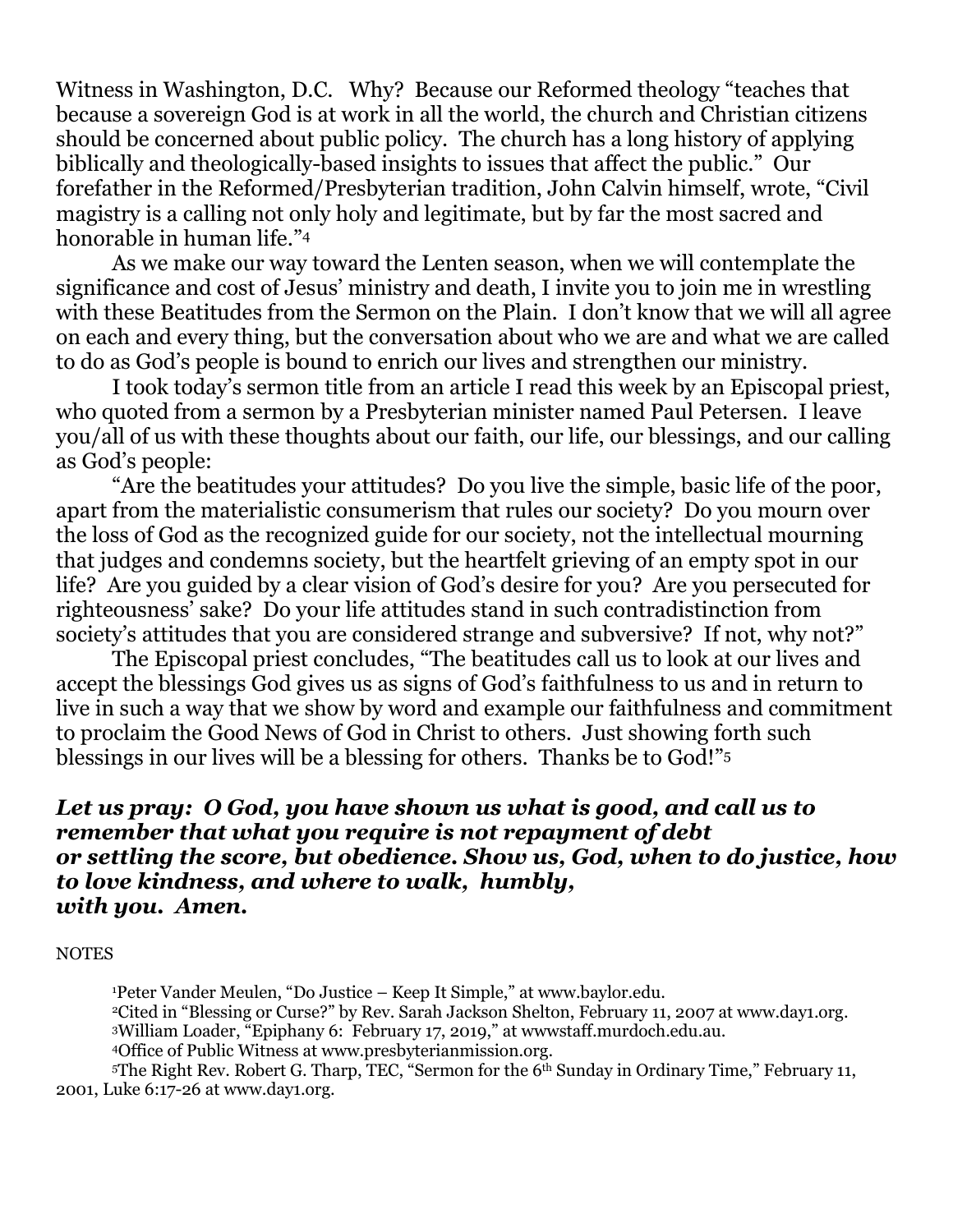Witness in Washington, D.C. Why? Because our Reformed theology "teaches that because a sovereign God is at work in all the world, the church and Christian citizens should be concerned about public policy. The church has a long history of applying biblically and theologically-based insights to issues that affect the public." Our forefather in the Reformed/Presbyterian tradition, John Calvin himself, wrote, "Civil magistry is a calling not only holy and legitimate, but by far the most sacred and honorable in human life."[4]

As we make our way toward the Lenten season, when we will contemplate the significance and cost of Jesus' ministry and death, I invite you to join me in wrestling with these Beatitudes from the Sermon on the Plain. I don't know that we will all agree on each and every thing, but the conversation about who we are and what we are called to do as God's people is bound to enrich our lives and strengthen our ministry.

I took today's sermon title from an article I read this week by an Episcopal priest, who quoted from a sermon by a Presbyterian minister named Paul Petersen. I leave you/all of us with these thoughts about our faith, our life, our blessings, and our calling as God's people:

"Are the beatitudes your attitudes? Do you live the simple, basic life of the poor, apart from the materialistic consumerism that rules our society? Do you mourn over the loss of God as the recognized guide for our society, not the intellectual mourning that judges and condemns society, but the heartfelt grieving of an empty spot in our life? Are you guided by a clear vision of God's desire for you? Are you persecuted for righteousness' sake? Do your life attitudes stand in such contradistinction from society's attitudes that you are considered strange and subversive? If not, why not?"

The Episcopal priest concludes, "The beatitudes call us to look at our lives and accept the blessings God gives us as signs of God's faithfulness to us and in return to live in such a way that we show by word and example our faithfulness and commitment to proclaim the Good News of God in Christ to others. Just showing forth such blessings in our lives will be a blessing for others. Thanks be to God!"[5]

***Let us pray: O God, you have shown us what is good, and call us to remember that what you require is not repayment of debt or settling the score, but obedience. Show us, God, when to do justice, how to love kindness, and where to walk, humbly, with you. Amen.***

NOTES

[1]Peter Vander Meulen, "Do Justice – Keep It Simple," at www.baylor.edu.

[2]Cited in "Blessing or Curse?" by Rev. Sarah Jackson Shelton, February 11, 2007 at www.day1.org.

[3]William Loader, "Epiphany 6: February 17, 2019," at wwwstaff.murdoch.edu.au.

[4]Office of Public Witness at www.presbyterianmission.org.

[5]The Right Rev. Robert G. Tharp, TEC, "Sermon for the 6th Sunday in Ordinary Time," February 11, 2001, Luke 6:17-26 at www.day1.org.